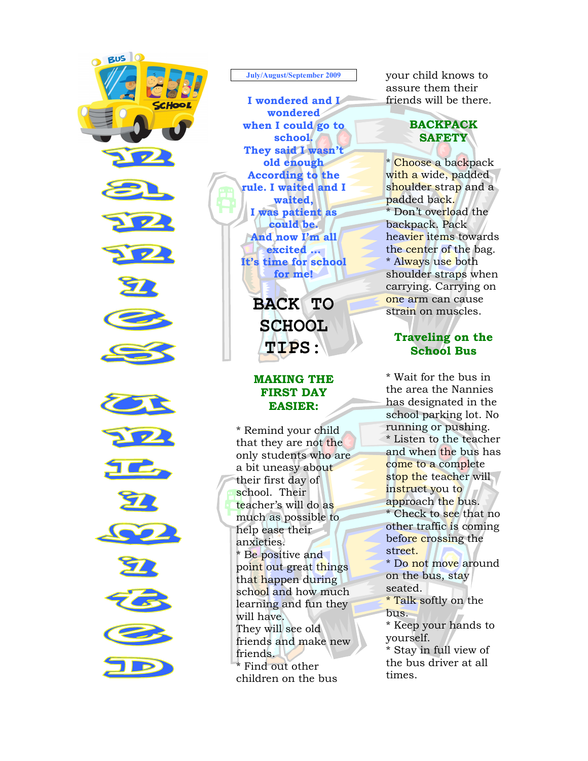# Nannies Unlimited

July/August/September 2009

**I wondered and I wondered**
**when I could go to school.**
**They said I wasn't old enough**
**According to the rule. I waited and I waited,**
**I was patient as could be.**
**And now I'm all excited ...**
**It's time for school for me!**

## BACK TO SCHOOL TIPS:

### MAKING THE FIRST DAY EASIER:

* Remind your child that they are not the only students who are a bit uneasy about their first day of school. Their teacher's will do as much as possible to help ease their anxieties.
* Be positive and point out great things that happen during school and how much learning and fun they will have.
They will see old friends and make new friends.
* Find out other children on the bus your child knows to assure them their friends will be there.

### BACKPACK SAFETY

* Choose a backpack with a wide, padded shoulder strap and a padded back.
* Don't overload the backpack. Pack heavier items towards the center of the bag.
* Always use both shoulder straps when carrying. Carrying on one arm can cause strain on muscles.

### Traveling on the School Bus

* Wait for the bus in the area the Nannies has designated in the school parking lot. No running or pushing.
* Listen to the teacher and when the bus has come to a complete stop the teacher will instruct you to approach the bus.
* Check to see that no other traffic is coming before crossing the street.
* Do not move around on the bus, stay seated.
* Talk softly on the bus.
* Keep your hands to yourself.
* Stay in full view of the bus driver at all times.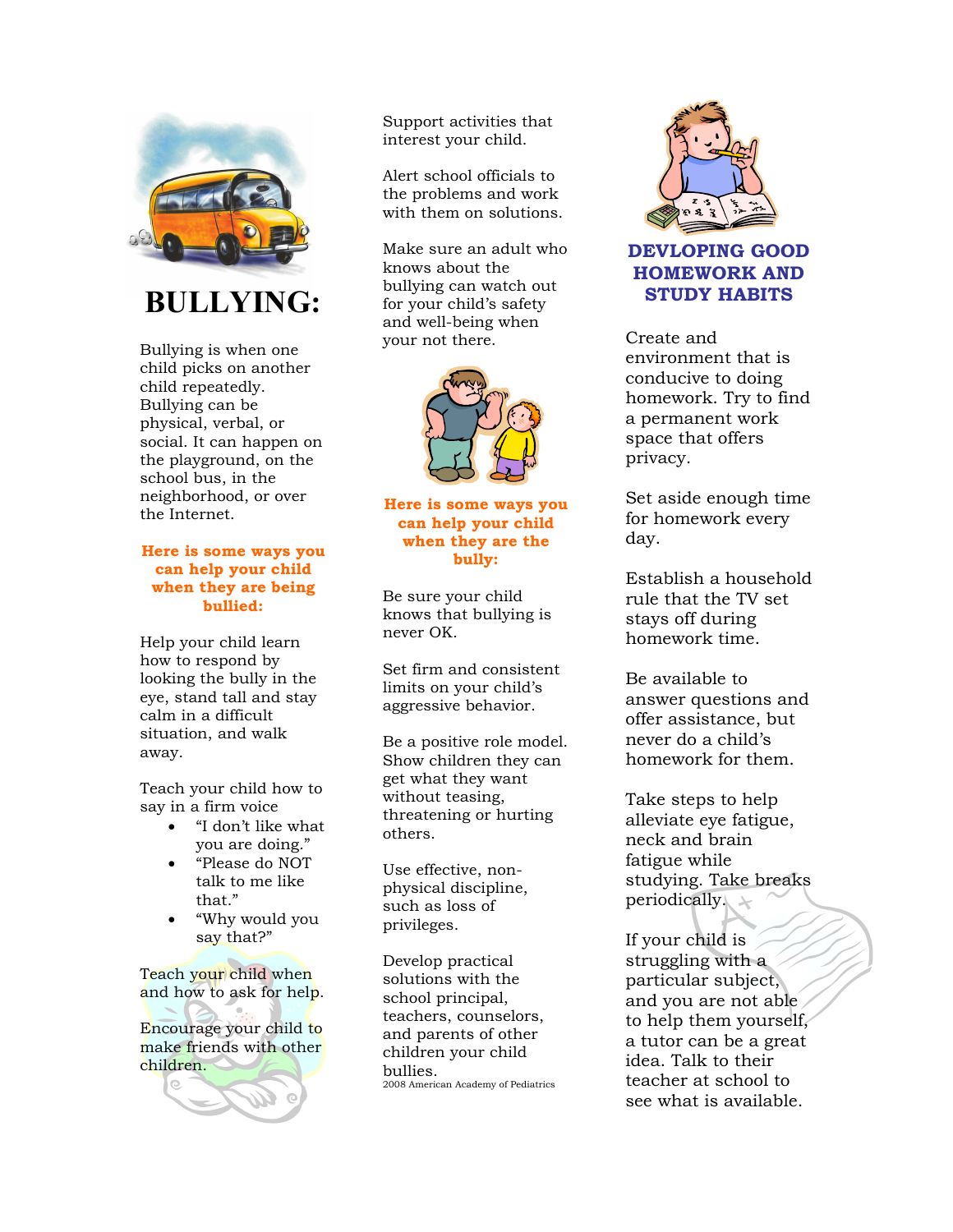# BULLYING:

Bullying is when one child picks on another child repeatedly. Bullying can be physical, verbal, or social. It can happen on the playground, on the school bus, in the neighborhood, or over the Internet.

### Here is some ways you can help your child when they are being bullied:

Help your child learn how to respond by looking the bully in the eye, stand tall and stay calm in a difficult situation, and walk away.

Teach your child how to say in a firm voice

- "I don't like what you are doing."
- "Please do NOT talk to me like that."
- "Why would you say that?"

Teach your child when and how to ask for help.

Encourage your child to make friends with other children.

Support activities that interest your child.

Alert school officials to the problems and work with them on solutions.

Make sure an adult who knows about the bullying can watch out for your child's safety and well-being when your not there.

### Here is some ways you can help your child when they are the bully:

Be sure your child knows that bullying is never OK.

Set firm and consistent limits on your child's aggressive behavior.

Be a positive role model. Show children they can get what they want without teasing, threatening or hurting others.

Use effective, non-physical discipline, such as loss of privileges.

Develop practical solutions with the school principal, teachers, counselors, and parents of other children your child bullies.

2008 American Academy of Pediatrics

## DEVLOPING GOOD HOMEWORK AND STUDY HABITS

Create and environment that is conducive to doing homework. Try to find a permanent work space that offers privacy.

Set aside enough time for homework every day.

Establish a household rule that the TV set stays off during homework time.

Be available to answer questions and offer assistance, but never do a child's homework for them.

Take steps to help alleviate eye fatigue, neck and brain fatigue while studying. Take breaks periodically.

If your child is struggling with a particular subject, and you are not able to help them yourself, a tutor can be a great idea. Talk to their teacher at school to see what is available.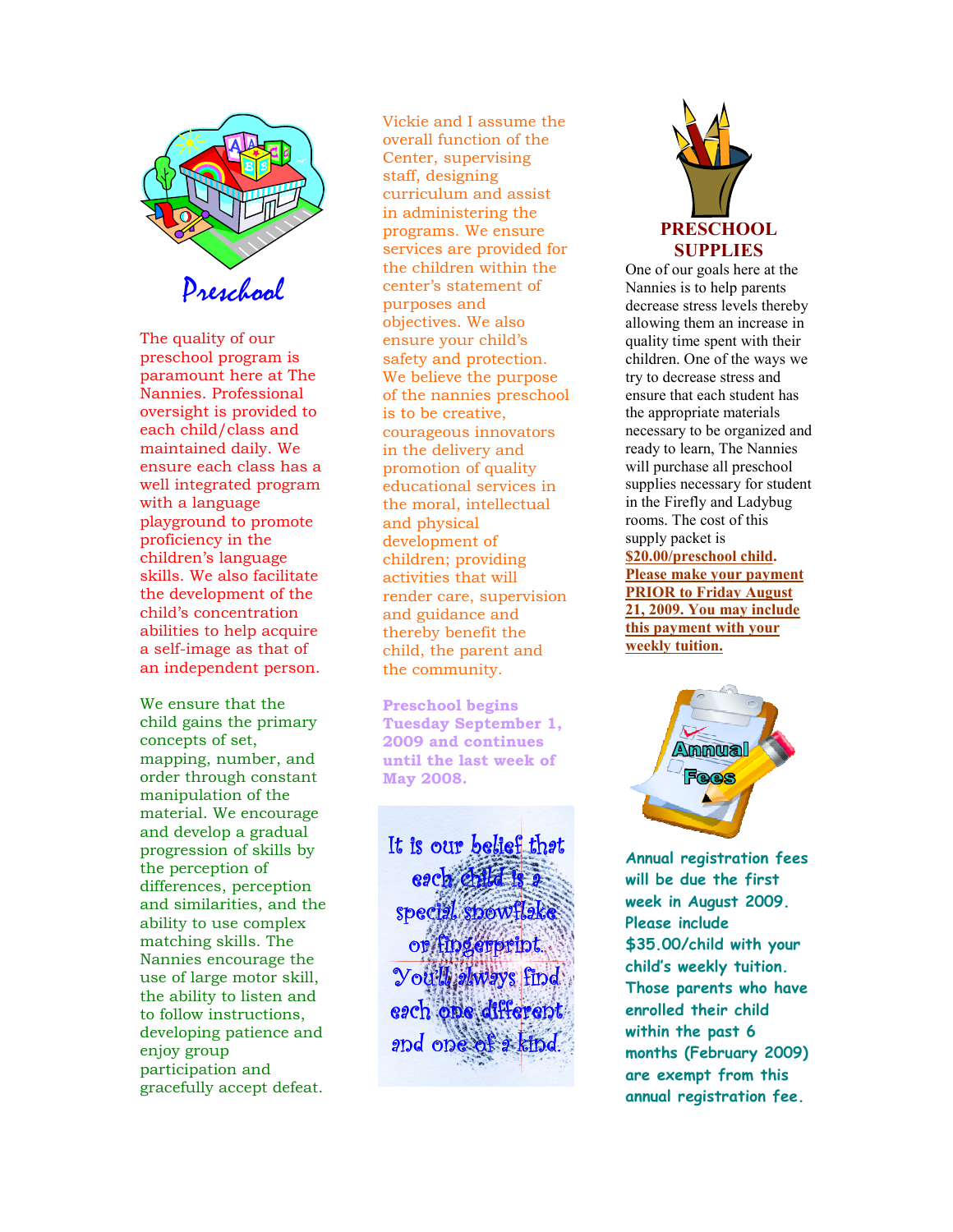# Preschool

The quality of our preschool program is paramount here at The Nannies. Professional oversight is provided to each child/class and maintained daily. We ensure each class has a well integrated program with a language playground to promote proficiency in the children's language skills. We also facilitate the development of the child's concentration abilities to help acquire a self-image as that of an independent person.

We ensure that the child gains the primary concepts of set, mapping, number, and order through constant manipulation of the material. We encourage and develop a gradual progression of skills by the perception of differences, perception and similarities, and the ability to use complex matching skills. The Nannies encourage the use of large motor skill, the ability to listen and to follow instructions, developing patience and enjoy group participation and gracefully accept defeat.

Vickie and I assume the overall function of the Center, supervising staff, designing curriculum and assist in administering the programs. We ensure services are provided for the children within the center's statement of purposes and objectives. We also ensure your child's safety and protection. We believe the purpose of the nannies preschool is to be creative, courageous innovators in the delivery and promotion of quality educational services in the moral, intellectual and physical development of children; providing activities that will render care, supervision and guidance and thereby benefit the child, the parent and the community.

**Preschool begins Tuesday September 1, 2009 and continues until the last week of May 2008.**

It is our belief that each child is a special snowflake or fingerprint. You'll always find each one different and one of a kind.

## PRESCHOOL SUPPLIES

One of our goals here at the Nannies is to help parents decrease stress levels thereby allowing them an increase in quality time spent with their children. One of the ways we try to decrease stress and ensure that each student has the appropriate materials necessary to be organized and ready to learn, The Nannies will purchase all preschool supplies necessary for student in the Firefly and Ladybug rooms. The cost of this supply packet is **$20.00/preschool child. Please make your payment PRIOR to Friday August 21, 2009. You may include this payment with your weekly tuition.**

## Annual Fees

**Annual registration fees will be due the first week in August 2009. Please include $35.00/child with your child's weekly tuition. Those parents who have enrolled their child within the past 6 months (February 2009) are exempt from this annual registration fee.**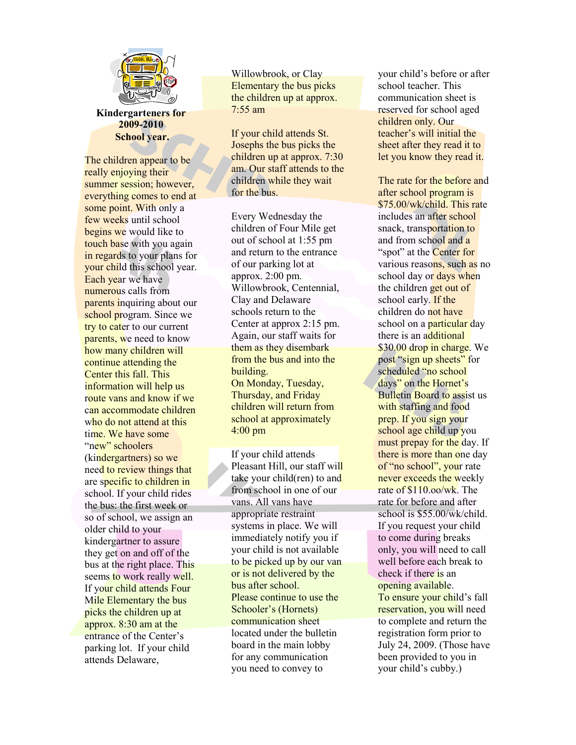**Kindergarteners for 2009-2010 School year.**

The children appear to be really enjoying their summer session; however, everything comes to end at some point. With only a few weeks until school begins we would like to touch base with you again in regards to your plans for your child this school year. Each year we have numerous calls from parents inquiring about our school program. Since we try to cater to our current parents, we need to know how many children will continue attending the Center this fall. This information will help us route vans and know if we can accommodate children who do not attend at this time. We have some "new" schoolers (kindergartners) so we need to review things that are specific to children in school. If your child rides the bus: the first week or so of school, we assign an older child to your kindergartner to assure they get on and off of the bus at the right place. This seems to work really well. If your child attends Four Mile Elementary the bus picks the children up at approx. 8:30 am at the entrance of the Center's parking lot. If your child attends Delaware, Willowbrook, or Clay Elementary the bus picks the children up at approx. 7:55 am

If your child attends St. Josephs the bus picks the children up at approx. 7:30 am. Our staff attends to the children while they wait for the bus.

Every Wednesday the children of Four Mile get out of school at 1:55 pm and return to the entrance of our parking lot at approx. 2:00 pm. Willowbrook, Centennial, Clay and Delaware schools return to the Center at approx 2:15 pm. Again, our staff waits for them as they disembark from the bus and into the building.
On Monday, Tuesday, Thursday, and Friday children will return from school at approximately 4:00 pm

If your child attends Pleasant Hill, our staff will take your child(ren) to and from school in one of our vans. All vans have appropriate restraint systems in place. We will immediately notify you if your child is not available to be picked up by our van or is not delivered by the bus after school.
Please continue to use the Schooler's (Hornets) communication sheet located under the bulletin board in the main lobby for any communication you need to convey to your child's before or after school teacher. This communication sheet is reserved for school aged children only. Our teacher's will initial the sheet after they read it to let you know they read it.

The rate for the before and after school program is $75.00/wk/child. This rate includes an after school snack, transportation to and from school and a "spot" at the Center for various reasons, such as no school day or days when the children get out of school early. If the children do not have school on a particular day there is an additional $30.00 drop in charge. We post "sign up sheets" for scheduled "no school days" on the Hornet's Bulletin Board to assist us with staffing and food prep. If you sign your school age child up you must prepay for the day. If there is more than one day of "no school", your rate never exceeds the weekly rate of $110.oo/wk. The rate for before and after school is $55.00/wk/child. If you request your child to come during breaks only, you will need to call well before each break to check if there is an opening available.
To ensure your child's fall reservation, you will need to complete and return the registration form prior to July 24, 2009. (Those have been provided to you in your child's cubby.)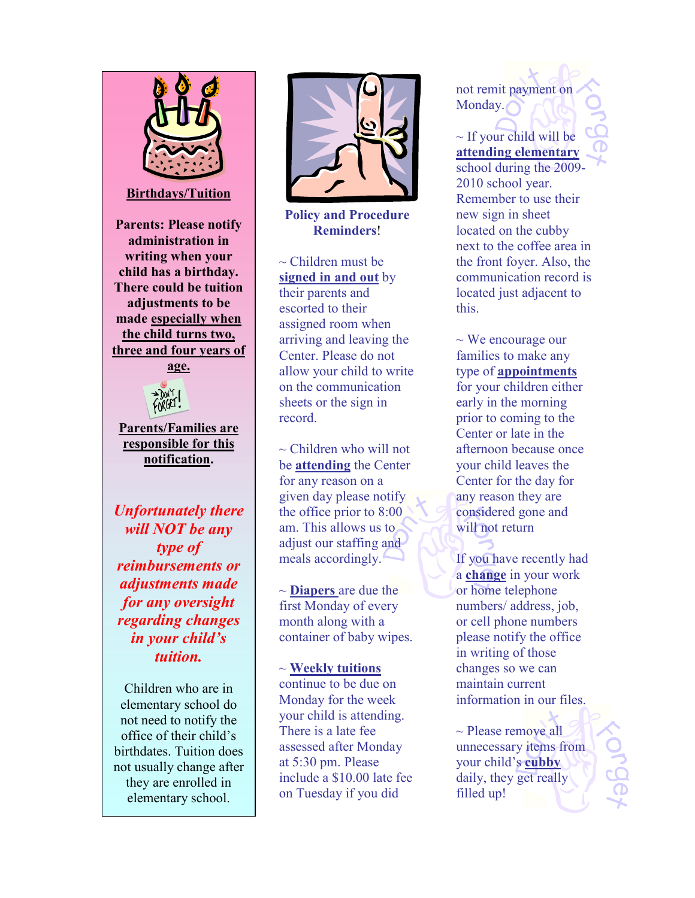## Birthdays/Tuition

**Parents: Please notify administration in writing when your child has a birthday. There could be tuition adjustments to be made <u>especially when the child turns two, three and four years of age.</u>**

**<u>Parents/Families are responsible for this notification</u>.**

***Unfortunately there will NOT be any type of reimbursements or adjustments made for any oversight regarding changes in your child's tuition.***

Children who are in elementary school do not need to notify the office of their child's birthdates. Tuition does not usually change after they are enrolled in elementary school.

## Policy and Procedure Reminders!

~ Children must be **<u>signed in and out</u>** by their parents and escorted to their assigned room when arriving and leaving the Center. Please do not allow your child to write on the communication sheets or the sign in record.

~ Children who will not be **<u>attending</u>** the Center for any reason on a given day please notify the office prior to 8:00 am. This allows us to adjust our staffing and meals accordingly.

~ **<u>Diapers</u>** are due the first Monday of every month along with a container of baby wipes.

~ **<u>Weekly tuitions</u>** continue to be due on Monday for the week your child is attending. There is a late fee assessed after Monday at 5:30 pm. Please include a $10.00 late fee on Tuesday if you did not remit payment on Monday.

~ If your child will be **<u>attending elementary</u>** school during the 2009-2010 school year. Remember to use their new sign in sheet located on the cubby next to the coffee area in the front foyer. Also, the communication record is located just adjacent to this.

~ We encourage our families to make any type of **<u>appointments</u>** for your children either early in the morning prior to coming to the Center or late in the afternoon because once your child leaves the Center for the day for any reason they are considered gone and will not return

If you have recently had a **<u>change</u>** in your work or home telephone numbers/ address, job, or cell phone numbers please notify the office in writing of those changes so we can maintain current information in our files.

~ Please remove all unnecessary items from your child's **<u>cubby</u>** daily, they get really filled up!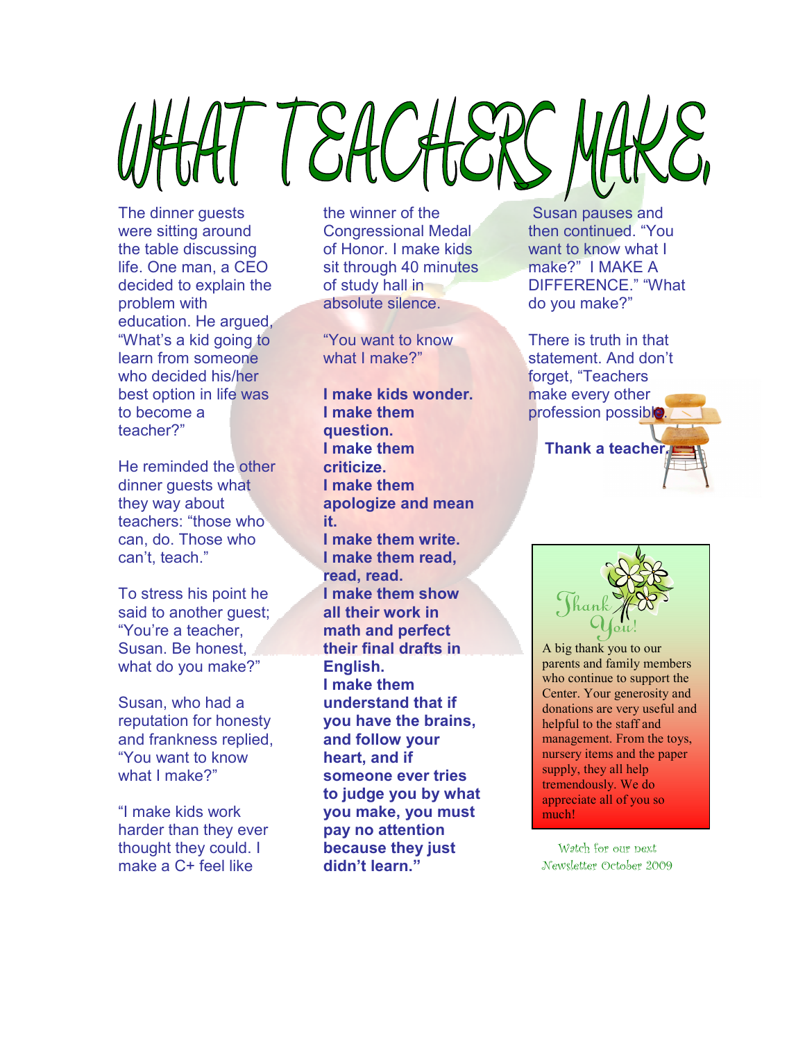# WHAT TEACHERS MAKE,

The dinner guests were sitting around the table discussing life. One man, a CEO decided to explain the problem with education. He argued, "What's a kid going to learn from someone who decided his/her best option in life was to become a teacher?"

He reminded the other dinner guests what they way about teachers: "those who can, do. Those who can't, teach."

To stress his point he said to another guest; "You're a teacher, Susan. Be honest, what do you make?"

Susan, who had a reputation for honesty and frankness replied, "You want to know what I make?"

"I make kids work harder than they ever thought they could. I make a C+ feel like the winner of the Congressional Medal of Honor. I make kids sit through 40 minutes of study hall in absolute silence.

"You want to know what I make?"

**I make kids wonder.**
**I make them question.**
**I make them criticize.**
**I make them apologize and mean it.**
**I make them write.**
**I make them read, read, read.**
**I make them show all their work in math and perfect their final drafts in English.**
**I make them understand that if you have the brains, and follow your heart, and if someone ever tries to judge you by what you make, you must pay no attention because they just didn't learn."**

Susan pauses and then continued. "You want to know what I make?" I MAKE A DIFFERENCE." "What do you make?"

There is truth in that statement. And don't forget, "Teachers make every other profession possible.

**Thank a teacher.**

Thank You!

A big thank you to our parents and family members who continue to support the Center. Your generosity and donations are very useful and helpful to the staff and management. From the toys, nursery items and the paper supply, they all help tremendously. We do appreciate all of you so much!

Watch for our next Newsletter October 2009